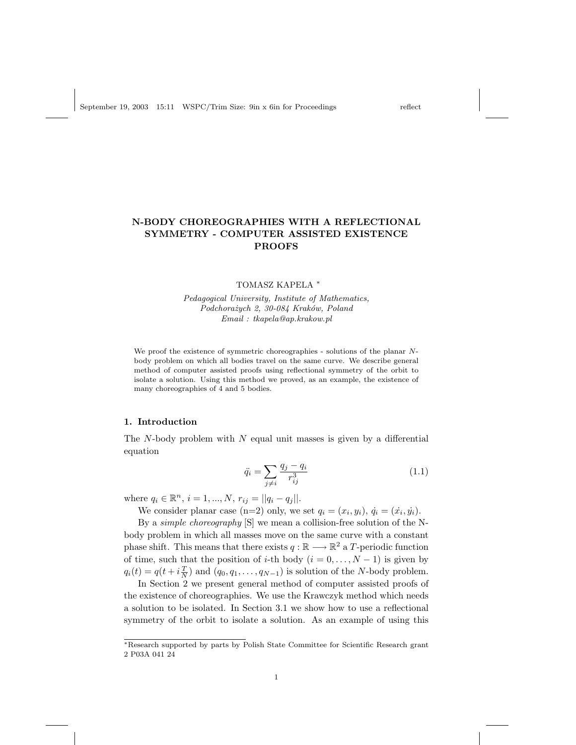# N-BODY CHOREOGRAPHIES WITH A REFLECTIONAL SYMMETRY - COMPUTER ASSISTED EXISTENCE PROOFS

TOMASZ KAPELA *

*Pedagogical University, Institute of Mathematics,*
*Podchorażych 2, 30-084 Kraków, Poland*
*Email : tkapela@ap.krakow.pl*

We proof the existence of symmetric choreographies - solutions of the planar $N$-body problem on which all bodies travel on the same curve. We describe general method of computer assisted proofs using reflectional symmetry of the orbit to isolate a solution. Using this method we proved, as an example, the existence of many choreographies of 4 and 5 bodies.

## 1. Introduction

The $N$-body problem with $N$ equal unit masses is given by a differential equation

$$\ddot{q}_i = \sum_{j \neq i} \frac{q_j - q_i}{r_{ij}^3} \tag{1.1}$$

where $q_i \in \mathbb{R}^n$, $i = 1, ..., N$, $r_{ij} = ||q_i - q_j||$.

We consider planar case (n=2) only, we set $q_i = (x_i, y_i)$, $\dot{q}_i = (\dot{x}_i, \dot{y}_i)$.

By a *simple choreography* [S] we mean a collision-free solution of the N-body problem in which all masses move on the same curve with a constant phase shift. This means that there exists $q : \mathbb{R} \longrightarrow \mathbb{R}^2$ a $T$-periodic function of time, such that the position of $i$-th body ($i = 0, \ldots, N-1$) is given by $q_i(t) = q(t + i\frac{T}{N})$ and $(q_0, q_1, \ldots, q_{N-1})$ is solution of the $N$-body problem.

In Section 2 we present general method of computer assisted proofs of the existence of choreographies. We use the Krawczyk method which needs a solution to be isolated. In Section 3.1 we show how to use a reflectional symmetry of the orbit to isolate a solution. As an example of using this

---

*Research supported by parts by Polish State Committee for Scientific Research grant 2 P03A 041 24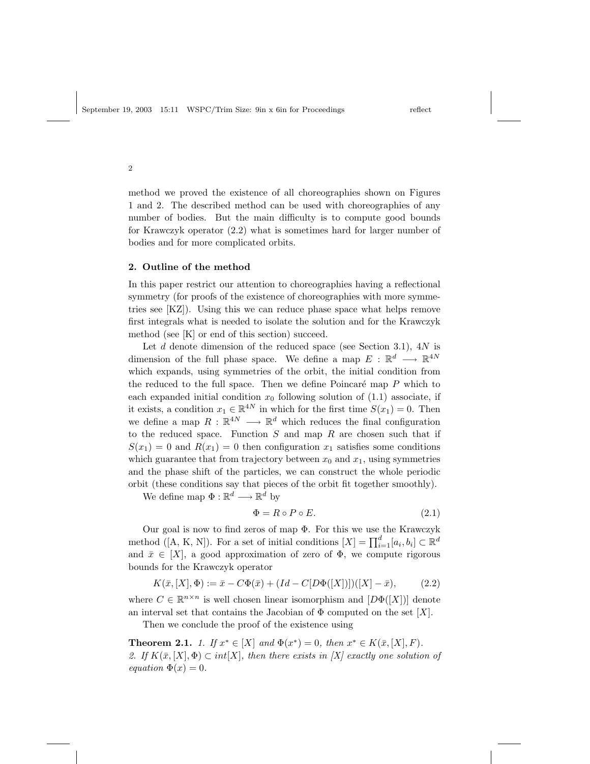method we proved the existence of all choreographies shown on Figures 1 and 2. The described method can be used with choreographies of any number of bodies. But the main difficulty is to compute good bounds for Krawczyk operator (2.2) what is sometimes hard for larger number of bodies and for more complicated orbits.

## 2. Outline of the method

In this paper restrict our attention to choreographies having a reflectional symmetry (for proofs of the existence of choreographies with more symmetries see [KZ]). Using this we can reduce phase space what helps remove first integrals what is needed to isolate the solution and for the Krawczyk method (see [K] or end of this section) succeed.

Let $d$ denote dimension of the reduced space (see Section 3.1), $4N$ is dimension of the full phase space. We define a map $E : \mathbb{R}^d \longrightarrow \mathbb{R}^{4N}$ which expands, using symmetries of the orbit, the initial condition from the reduced to the full space. Then we define Poincaré map $P$ which to each expanded initial condition $x_0$ following solution of (1.1) associate, if it exists, a condition $x_1 \in \mathbb{R}^{4N}$ in which for the first time $S(x_1) = 0$. Then we define a map $R : \mathbb{R}^{4N} \longrightarrow \mathbb{R}^d$ which reduces the final configuration to the reduced space. Function $S$ and map $R$ are chosen such that if $S(x_1) = 0$ and $R(x_1) = 0$ then configuration $x_1$ satisfies some conditions which guarantee that from trajectory between $x_0$ and $x_1$, using symmetries and the phase shift of the particles, we can construct the whole periodic orbit (these conditions say that pieces of the orbit fit together smoothly).

We define map $\Phi : \mathbb{R}^d \longrightarrow \mathbb{R}^d$ by

$$\Phi = R \circ P \circ E. \tag{2.1}$$

Our goal is now to find zeros of map $\Phi$. For this we use the Krawczyk method ([A, K, N]). For a set of initial conditions $[X] = \prod_{i=1}^{d}[a_i, b_i] \subset \mathbb{R}^d$ and $\bar{x} \in [X]$, a good approximation of zero of $\Phi$, we compute rigorous bounds for the Krawczyk operator

$$K(\bar{x}, [X], \Phi) := \bar{x} - C\Phi(\bar{x}) + (Id - C[D\Phi([X])])([X] - \bar{x}), \tag{2.2}$$

where $C \in \mathbb{R}^{n \times n}$ is well chosen linear isomorphism and $[D\Phi([X])]$ denote an interval set that contains the Jacobian of $\Phi$ computed on the set $[X]$.

Then we conclude the proof of the existence using

**Theorem 2.1.** *1. If $x^* \in [X]$ and $\Phi(x^*) = 0$, then $x^* \in K(\bar{x}, [X], F)$.*
*2. If $K(\bar{x}, [X], \Phi) \subset int[X]$, then there exists in [X] exactly one solution of equation $\Phi(x) = 0$.*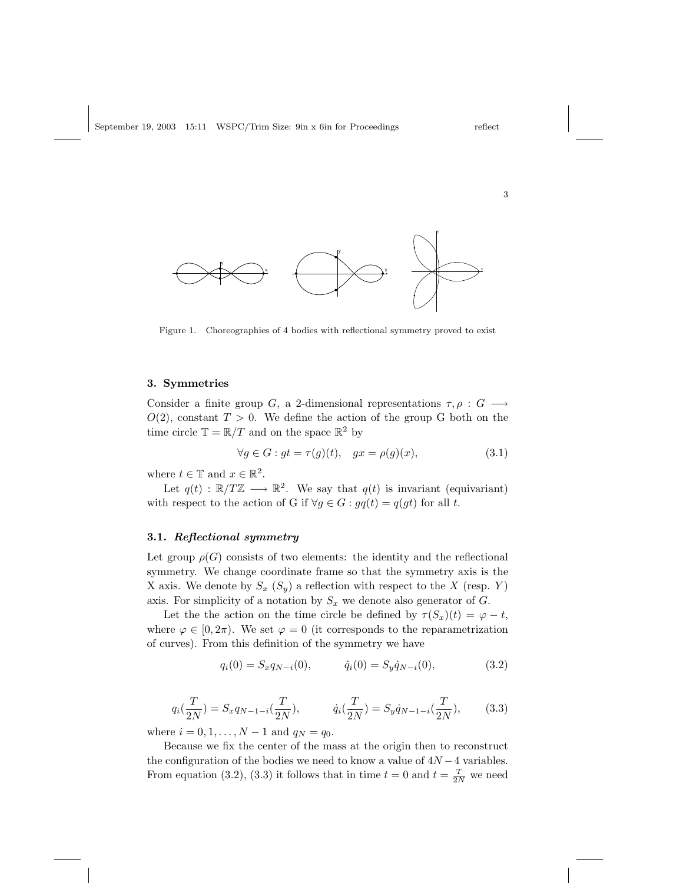Figure 1. Choreographies of 4 bodies with reflectional symmetry proved to exist

## 3. Symmetries

Consider a finite group $G$, a 2-dimensional representations $\tau, \rho : G \longrightarrow O(2)$, constant $T > 0$. We define the action of the group G both on the time circle $\mathbb{T} = \mathbb{R}/T$ and on the space $\mathbb{R}^2$ by

$$\forall g \in G : gt = \tau(g)(t), \quad gx = \rho(g)(x), \tag{3.1}$$

where $t \in \mathbb{T}$ and $x \in \mathbb{R}^2$.

Let $q(t) : \mathbb{R}/T\mathbb{Z} \longrightarrow \mathbb{R}^2$. We say that $q(t)$ is invariant (equivariant) with respect to the action of G if $\forall g \in G : gq(t) = q(gt)$ for all $t$.

### 3.1. *Reflectional symmetry*

Let group $\rho(G)$ consists of two elements: the identity and the reflectional symmetry. We change coordinate frame so that the symmetry axis is the X axis. We denote by $S_x$ ($S_y$) a reflection with respect to the $X$ (resp. $Y$) axis. For simplicity of a notation by $S_x$ we denote also generator of $G$.

Let the the action on the time circle be defined by $\tau(S_x)(t) = \varphi - t$, where $\varphi \in [0, 2\pi)$. We set $\varphi = 0$ (it corresponds to the reparametrization of curves). From this definition of the symmetry we have

$$q_i(0) = S_x q_{N-i}(0), \qquad \dot{q}_i(0) = S_y \dot{q}_{N-i}(0), \tag{3.2}$$

$$q_i(\frac{T}{2N}) = S_x q_{N-1-i}(\frac{T}{2N}), \qquad \dot{q}_i(\frac{T}{2N}) = S_y \dot{q}_{N-1-i}(\frac{T}{2N}), \tag{3.3}$$

where $i = 0, 1, \ldots, N-1$ and $q_N = q_0$.

Because we fix the center of the mass at the origin then to reconstruct the configuration of the bodies we need to know a value of $4N-4$ variables. From equation (3.2), (3.3) it follows that in time $t = 0$ and $t = \frac{T}{2N}$ we need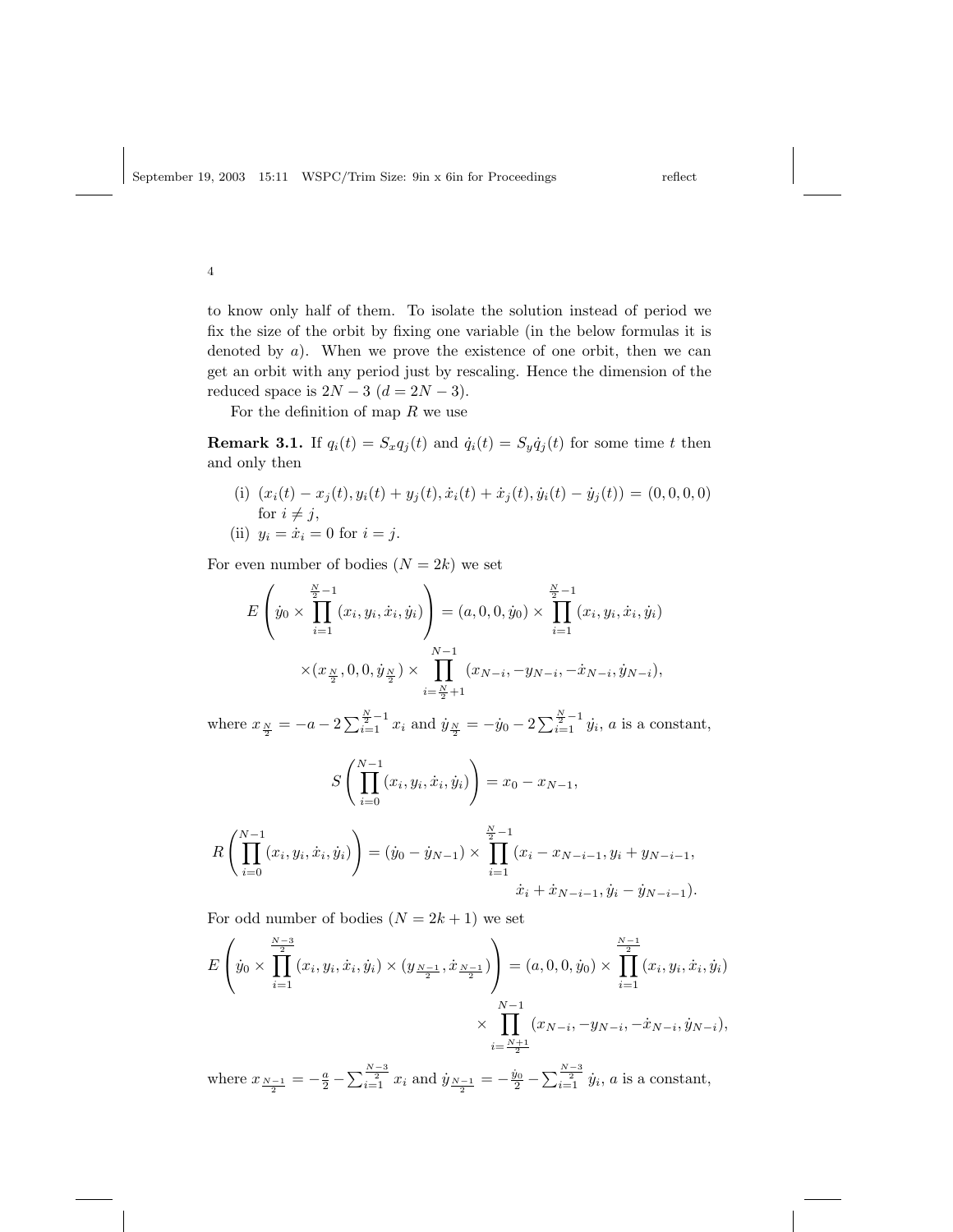to know only half of them. To isolate the solution instead of period we fix the size of the orbit by fixing one variable (in the below formulas it is denoted by $a$). When we prove the existence of one orbit, then we can get an orbit with any period just by rescaling. Hence the dimension of the reduced space is $2N - 3$ ($d = 2N - 3$).

For the definition of map $R$ we use

**Remark 3.1.** If $q_i(t) = S_x q_j(t)$ and $\dot{q}_i(t) = S_y \dot{q}_j(t)$ for some time $t$ then and only then

- (i) $(x_i(t) - x_j(t), y_i(t) + y_j(t), \dot{x}_i(t) + \dot{x}_j(t), \dot{y}_i(t) - \dot{y}_j(t)) = (0,0,0,0)$ for $i \neq j$,
- (ii) $y_i = \dot{x}_i = 0$ for $i = j$.

For even number of bodies ($N = 2k$) we set

$$E\left(\dot{y}_0 \times \prod_{i=1}^{\frac{N}{2}-1} (x_i, y_i, \dot{x}_i, \dot{y}_i)\right) = (a, 0, 0, \dot{y}_0) \times \prod_{i=1}^{\frac{N}{2}-1} (x_i, y_i, \dot{x}_i, \dot{y}_i)$$

$$\times (x_{\frac{N}{2}}, 0, 0, \dot{y}_{\frac{N}{2}}) \times \prod_{i=\frac{N}{2}+1}^{N-1} (x_{N-i}, -y_{N-i}, -\dot{x}_{N-i}, \dot{y}_{N-i}),$$

where $x_{\frac{N}{2}} = -a - 2\sum_{i=1}^{\frac{N}{2}-1} x_i$ and $\dot{y}_{\frac{N}{2}} = -\dot{y}_0 - 2\sum_{i=1}^{\frac{N}{2}-1} \dot{y}_i$, $a$ is a constant,

$$S\left(\prod_{i=0}^{N-1} (x_i, y_i, \dot{x}_i, \dot{y}_i)\right) = x_0 - x_{N-1},$$

$$R\left(\prod_{i=0}^{N-1} (x_i, y_i, \dot{x}_i, \dot{y}_i)\right) = (\dot{y}_0 - \dot{y}_{N-1}) \times \prod_{i=1}^{\frac{N}{2}-1} (x_i - x_{N-i-1}, y_i + y_{N-i-1},$$

$$\dot{x}_i + \dot{x}_{N-i-1}, \dot{y}_i - \dot{y}_{N-i-1}).$$

For odd number of bodies ($N = 2k + 1$) we set

$$E\left(\dot{y}_0 \times \prod_{i=1}^{\frac{N-3}{2}} (x_i, y_i, \dot{x}_i, \dot{y}_i) \times (y_{\frac{N-1}{2}}, \dot{x}_{\frac{N-1}{2}})\right) = (a, 0, 0, \dot{y}_0) \times \prod_{i=1}^{\frac{N-1}{2}} (x_i, y_i, \dot{x}_i, \dot{y}_i)$$

$$\times \prod_{i=\frac{N+1}{2}}^{N-1} (x_{N-i}, -y_{N-i}, -\dot{x}_{N-i}, \dot{y}_{N-i}),$$

where $x_{\frac{N-1}{2}} = -\frac{a}{2} - \sum_{i=1}^{\frac{N-3}{2}} x_i$ and $\dot{y}_{\frac{N-1}{2}} = -\frac{\dot{y}_0}{2} - \sum_{i=1}^{\frac{N-3}{2}} \dot{y}_i$, $a$ is a constant,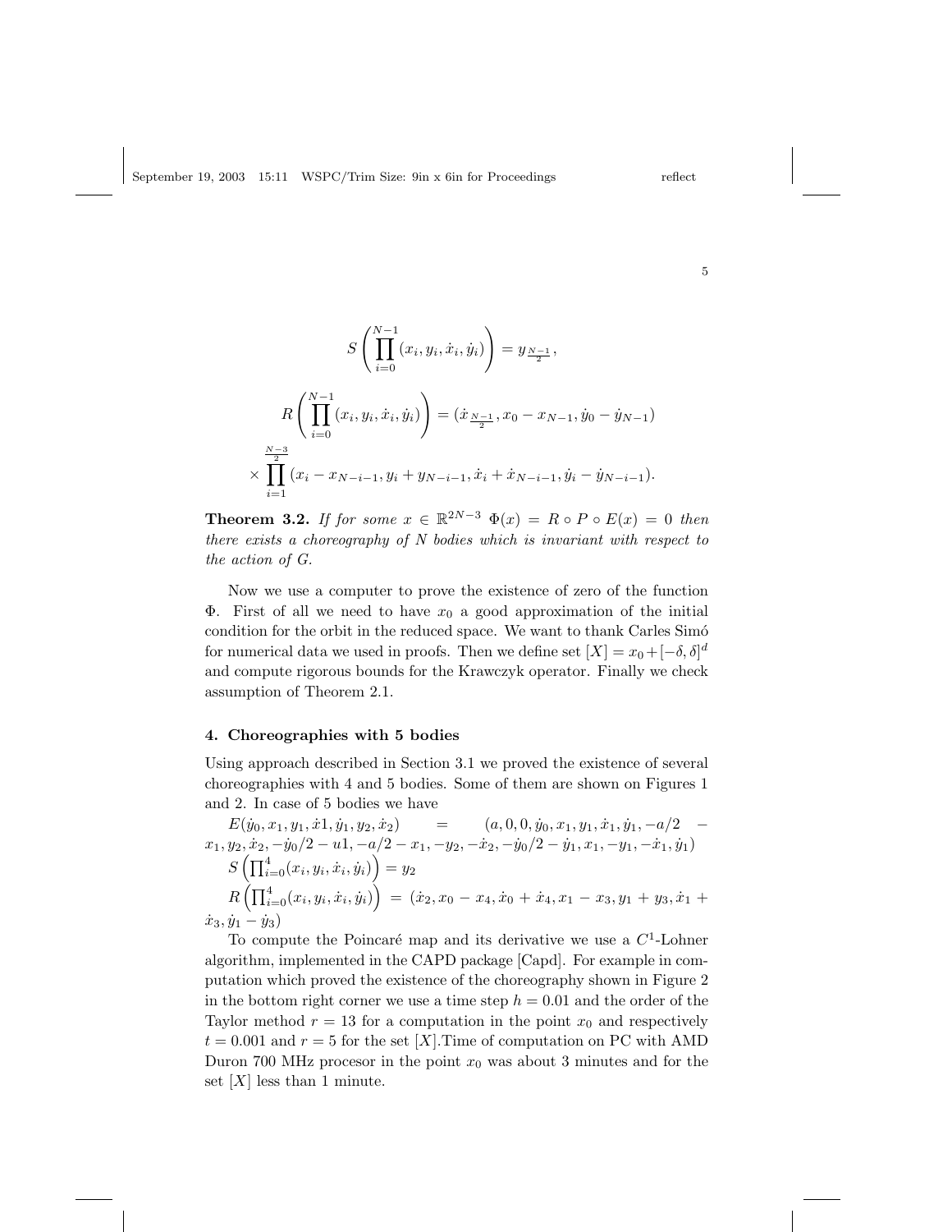$$S\left(\prod_{i=0}^{N-1}(x_i, y_i, \dot{x}_i, \dot{y}_i)\right) = y_{\frac{N-1}{2}},$$

$$R\left(\prod_{i=0}^{N-1}(x_i, y_i, \dot{x}_i, \dot{y}_i)\right) = (\dot{x}_{\frac{N-1}{2}}, x_0 - x_{N-1}, \dot{y}_0 - \dot{y}_{N-1})$$

$$\times \prod_{i=1}^{\frac{N-3}{2}}(x_i - x_{N-i-1}, y_i + y_{N-i-1}, \dot{x}_i + \dot{x}_{N-i-1}, \dot{y}_i - \dot{y}_{N-i-1}).$$

**Theorem 3.2.** *If for some $x \in \mathbb{R}^{2N-3}$ $\Phi(x) = R \circ P \circ E(x) = 0$ then there exists a choreography of N bodies which is invariant with respect to the action of G.*

Now we use a computer to prove the existence of zero of the function $\Phi$. First of all we need to have $x_0$ a good approximation of the initial condition for the orbit in the reduced space. We want to thank Carles Simó for numerical data we used in proofs. Then we define set $[X] = x_0 + [-\delta, \delta]^d$ and compute rigorous bounds for the Krawczyk operator. Finally we check assumption of Theorem 2.1.

## 4. Choreographies with 5 bodies

Using approach described in Section 3.1 we proved the existence of several choreographies with 4 and 5 bodies. Some of them are shown on Figures 1 and 2. In case of 5 bodies we have

$E(\dot{y}_0, x_1, y_1, \dot{x}1, \dot{y}_1, y_2, \dot{x}_2) = (a, 0, 0, \dot{y}_0, x_1, y_1, \dot{x}_1, \dot{y}_1, -a/2 - x_1, y_2, \dot{x}_2, -\dot{y}_0/2 - u1, -a/2 - x_1, -y_2, -\dot{x}_2, -\dot{y}_0/2 - \dot{y}_1, x_1, -y_1, -\dot{x}_1, \dot{y}_1)$

$S\left(\prod_{i=0}^{4}(x_i, y_i, \dot{x}_i, \dot{y}_i)\right) = y_2$

$R\left(\prod_{i=0}^{4}(x_i, y_i, \dot{x}_i, \dot{y}_i)\right) = (\dot{x}_2, x_0 - x_4, \dot{x}_0 + \dot{x}_4, x_1 - x_3, y_1 + y_3, \dot{x}_1 + \dot{x}_3, \dot{y}_1 - \dot{y}_3)$

To compute the Poincaré map and its derivative we use a $C^1$-Lohner algorithm, implemented in the CAPD package [Capd]. For example in computation which proved the existence of the choreography shown in Figure 2 in the bottom right corner we use a time step $h = 0.01$ and the order of the Taylor method $r = 13$ for a computation in the point $x_0$ and respectively $t = 0.001$ and $r = 5$ for the set $[X]$.Time of computation on PC with AMD Duron 700 MHz procesor in the point $x_0$ was about 3 minutes and for the set $[X]$ less than 1 minute.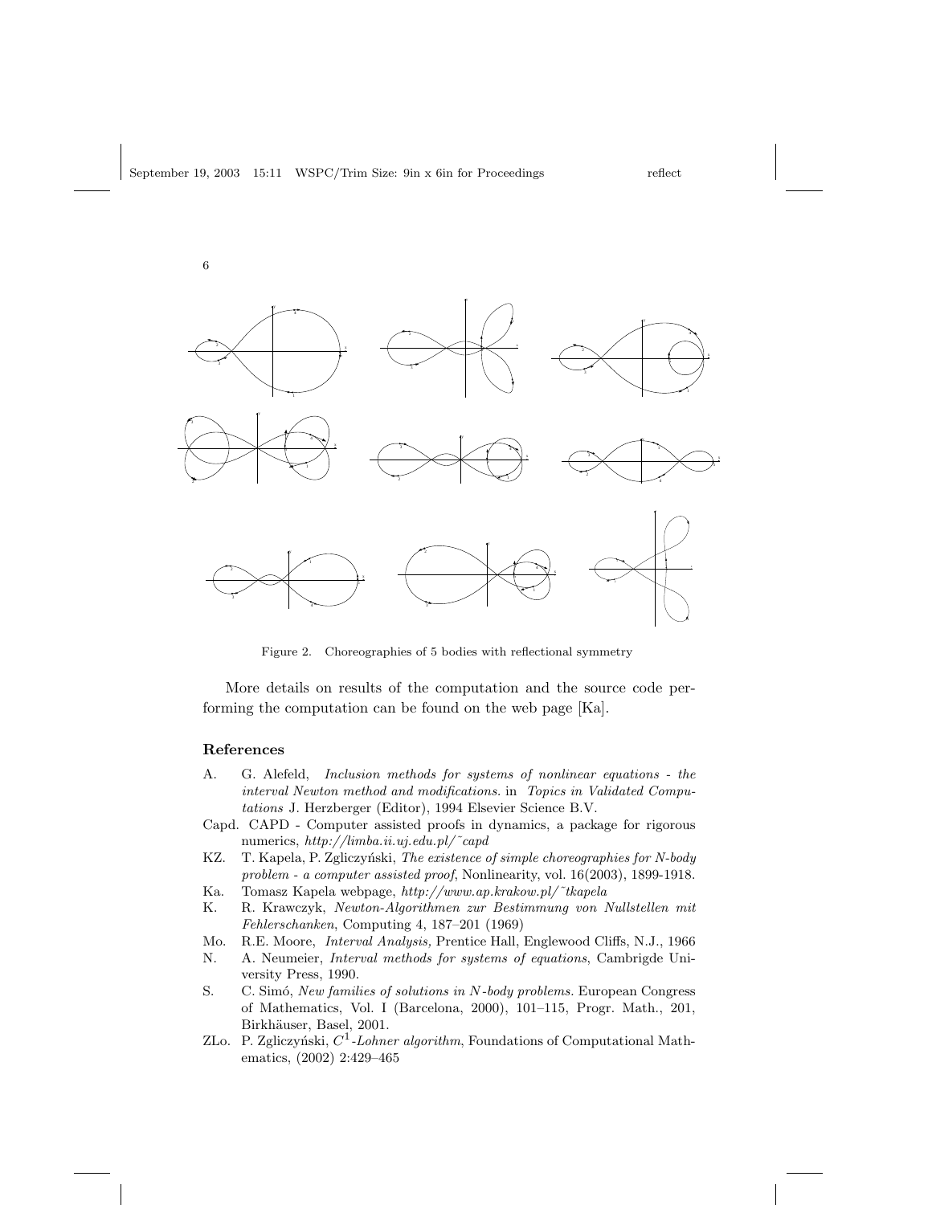Figure 2. Choreographies of 5 bodies with reflectional symmetry

More details on results of the computation and the source code performing the computation can be found on the web page [Ka].

## References

- A. G. Alefeld, *Inclusion methods for systems of nonlinear equations - the interval Newton method and modifications.* in *Topics in Validated Computations* J. Herzberger (Editor), 1994 Elsevier Science B.V.
- Capd. CAPD - Computer assisted proofs in dynamics, a package for rigorous numerics, *http://limba.ii.uj.edu.pl/˜capd*
- KZ. T. Kapela, P. Zgliczyński, *The existence of simple choreographies for N-body problem - a computer assisted proof*, Nonlinearity, vol. 16(2003), 1899-1918.
- Ka. Tomasz Kapela webpage, *http://www.ap.krakow.pl/˜tkapela*
- K. R. Krawczyk, *Newton-Algorithmen zur Bestimmung von Nullstellen mit Fehlerschanken*, Computing 4, 187–201 (1969)
- Mo. R.E. Moore, *Interval Analysis,* Prentice Hall, Englewood Cliffs, N.J., 1966
- N. A. Neumeier, *Interval methods for systems of equations*, Cambrigde University Press, 1990.
- S. C. Simó, *New families of solutions in N-body problems.* European Congress of Mathematics, Vol. I (Barcelona, 2000), 101–115, Progr. Math., 201, Birkhäuser, Basel, 2001.
- ZLo. P. Zgliczyński, *$C^1$-Lohner algorithm*, Foundations of Computational Mathematics, (2002) 2:429–465